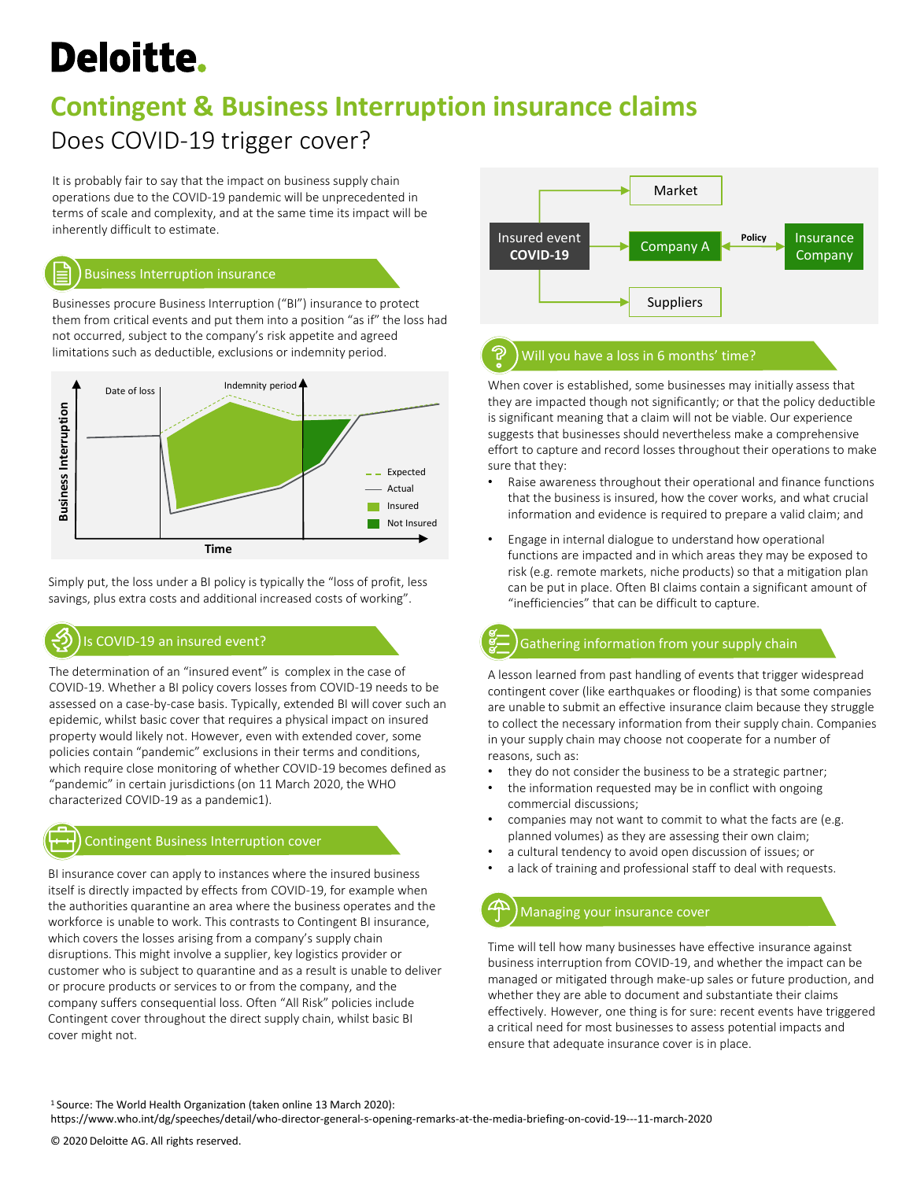# Deloitte.

# Contingent & Business Interruption insurance claims

## Does COVID-19 trigger cover?

It is probably fair to say that the impact on business supply chain operations due to the COVID-19 pandemic will be unprecedented in terms of scale and complexity, and at the same time its impact will be inherently difficult to estimate.

### Business Interruption insurance

Businesses procure Business Interruption ("BI") insurance to protect them from critical events and put them into a position "as if" the loss had not occurred, subject to the company's risk appetite and agreed limitations such as deductible, exclusions or indemnity period.

Simply put, the loss under a BI policy is typically the "loss of profit, less savings, plus extra costs and additional increased costs of working".

### Is COVID-19 an insured event?

The determination of an "insured event" is complex in the case of COVID-19. Whether a BI policy covers losses from COVID-19 needs to be assessed on a case-by-case basis. Typically, extended BI will cover such an epidemic, whilst basic cover that requires a physical impact on insured property would likely not. However, even with extended cover, some policies contain "pandemic" exclusions in their terms and conditions, which require close monitoring of whether COVID-19 becomes defined as "pandemic" in certain jurisdictions (on 11 March 2020, the WHO characterized COVID-19 as a pandemic[1]).

### Contingent Business Interruption cover

BI insurance cover can apply to instances where the insured business itself is directly impacted by effects from COVID-19, for example when the authorities quarantine an area where the business operates and the workforce is unable to work. This contrasts to Contingent BI insurance, which covers the losses arising from a company's supply chain disruptions. This might involve a supplier, key logistics provider or customer who is subject to quarantine and as a result is unable to deliver or procure products or services to or from the company, and the company suffers consequential loss. Often "All Risk" policies include Contingent cover throughout the direct supply chain, whilst basic BI cover might not.

### Will you have a loss in 6 months' time?

When cover is established, some businesses may initially assess that they are impacted though not significantly; or that the policy deductible is significant meaning that a claim will not be viable. Our experience suggests that businesses should nevertheless make a comprehensive effort to capture and record losses throughout their operations to make sure that they:

- Raise awareness throughout their operational and finance functions that the business is insured, how the cover works, and what crucial information and evidence is required to prepare a valid claim; and
- Engage in internal dialogue to understand how operational functions are impacted and in which areas they may be exposed to risk (e.g. remote markets, niche products) so that a mitigation plan can be put in place. Often BI claims contain a significant amount of "inefficiencies" that can be difficult to capture.

### Gathering information from your supply chain

A lesson learned from past handling of events that trigger widespread contingent cover (like earthquakes or flooding) is that some companies are unable to submit an effective insurance claim because they struggle to collect the necessary information from their supply chain. Companies in your supply chain may choose not cooperate for a number of reasons, such as:

- they do not consider the business to be a strategic partner;
- the information requested may be in conflict with ongoing commercial discussions;
- companies may not want to commit to what the facts are (e.g. planned volumes) as they are assessing their own claim;
- a cultural tendency to avoid open discussion of issues; or
- a lack of training and professional staff to deal with requests.

### Managing your insurance cover

Time will tell how many businesses have effective insurance against business interruption from COVID-19, and whether the impact can be managed or mitigated through make-up sales or future production, and whether they are able to document and substantiate their claims effectively. However, one thing is for sure: recent events have triggered a critical need for most businesses to assess potential impacts and ensure that adequate insurance cover is in place.

[1] Source: The World Health Organization (taken online 13 March 2020): https://www.who.int/dg/speeches/detail/who-director-general-s-opening-remarks-at-the-media-briefing-on-covid-19---11-march-2020

© 2020 Deloitte AG. All rights reserved.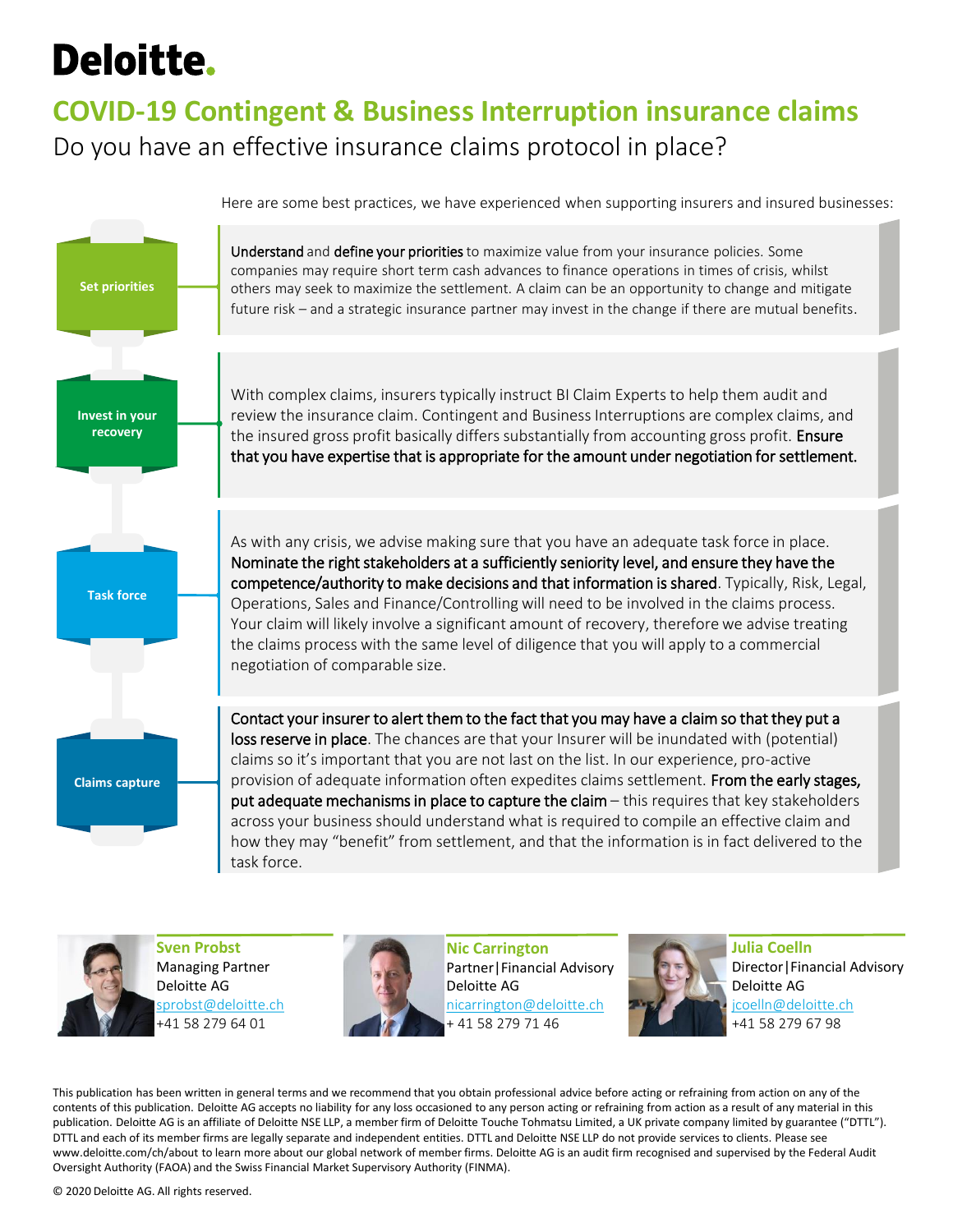# Deloitte.

## COVID-19 Contingent & Business Interruption insurance claims

Do you have an effective insurance claims protocol in place?

Here are some best practices, we have experienced when supporting insurers and insured businesses:

**Set priorities**

**Understand** and **define your priorities** to maximize value from your insurance policies. Some companies may require short term cash advances to finance operations in times of crisis, whilst others may seek to maximize the settlement. A claim can be an opportunity to change and mitigate future risk – and a strategic insurance partner may invest in the change if there are mutual benefits.

**Invest in your recovery**

With complex claims, insurers typically instruct BI Claim Experts to help them audit and review the insurance claim. Contingent and Business Interruptions are complex claims, and the insured gross profit basically differs substantially from accounting gross profit. **Ensure that you have expertise that is appropriate for the amount under negotiation for settlement.**

**Task force**

As with any crisis, we advise making sure that you have an adequate task force in place. **Nominate the right stakeholders at a sufficiently seniority level, and ensure they have the competence/authority to make decisions and that information is shared**. Typically, Risk, Legal, Operations, Sales and Finance/Controlling will need to be involved in the claims process. Your claim will likely involve a significant amount of recovery, therefore we advise treating the claims process with the same level of diligence that you will apply to a commercial negotiation of comparable size.

**Claims capture**

**Contact your insurer to alert them to the fact that you may have a claim so that they put a loss reserve in place**. The chances are that your Insurer will be inundated with (potential) claims so it's important that you are not last on the list. In our experience, pro-active provision of adequate information often expedites claims settlement. **From the early stages, put adequate mechanisms in place to capture the claim** – this requires that key stakeholders across your business should understand what is required to compile an effective claim and how they may "benefit" from settlement, and that the information is in fact delivered to the task force.

**Sven Probst**
Managing Partner
Deloitte AG
sprobst@deloitte.ch
+41 58 279 64 01

**Nic Carrington**
Partner | Financial Advisory
Deloitte AG
nicarrington@deloitte.ch
+ 41 58 279 71 46

**Julia Coelln**
Director | Financial Advisory
Deloitte AG
jcoelln@deloitte.ch
+41 58 279 67 98

This publication has been written in general terms and we recommend that you obtain professional advice before acting or refraining from action on any of the contents of this publication. Deloitte AG accepts no liability for any loss occasioned to any person acting or refraining from action as a result of any material in this publication. Deloitte AG is an affiliate of Deloitte NSE LLP, a member firm of Deloitte Touche Tohmatsu Limited, a UK private company limited by guarantee ("DTTL"). DTTL and each of its member firms are legally separate and independent entities. DTTL and Deloitte NSE LLP do not provide services to clients. Please see www.deloitte.com/ch/about to learn more about our global network of member firms. Deloitte AG is an audit firm recognised and supervised by the Federal Audit Oversight Authority (FAOA) and the Swiss Financial Market Supervisory Authority (FINMA).

© 2020 Deloitte AG. All rights reserved.